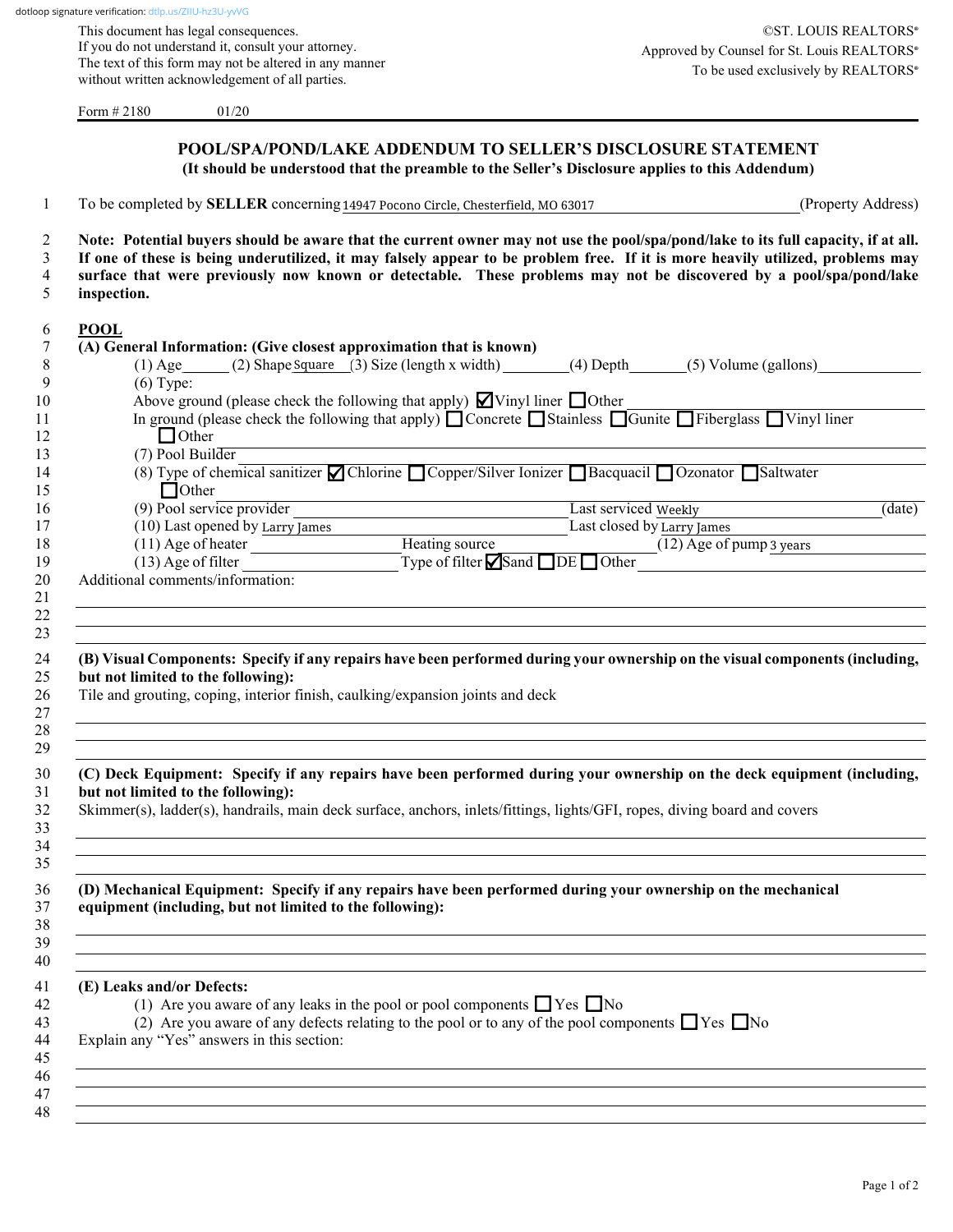dotloop signature verification: dtlp.us/ZIlU-hz3U-yvVG

This document has legal consequences.
If you do not understand it, consult your attorney.
The text of this form may not be altered in any manner without written acknowledgement of all parties.

©ST. LOUIS REALTORS®
Approved by Counsel for St. Louis REALTORS®
To be used exclusively by REALTORS®

Form # 2180 01/20

# POOL/SPA/POND/LAKE ADDENDUM TO SELLER'S DISCLOSURE STATEMENT

**(It should be understood that the preamble to the Seller's Disclosure applies to this Addendum)**

1 To be completed by **SELLER** concerning 14947 Pocono Circle, Chesterfield, MO 63017 (Property Address)

2 **Note: Potential buyers should be aware that the current owner may not use the pool/spa/pond/lake to its full capacity, if at all.**
3 **If one of these is being underutilized, it may falsely appear to be problem free. If it is more heavily utilized, problems may**
4 **surface that were previously now known or detectable. These problems may not be discovered by a pool/spa/pond/lake**
5 **inspection.**

6 **POOL**

7 **(A) General Information: (Give closest approximation that is known)**

8 (1) Age\_\_\_\_\_\_ (2) Shape Square (3) Size (length x width) \_\_\_\_\_\_ (4) Depth\_\_\_\_\_\_ (5) Volume (gallons)\_\_\_\_\_\_

9 (6) Type:

10 Above ground (please check the following that apply) ☑ Vinyl liner ☐ Other

11 In ground (please check the following that apply) ☐ Concrete ☐ Stainless ☐ Gunite ☐ Fiberglass ☐ Vinyl liner
12 ☐ Other

13 (7) Pool Builder \_\_\_\_\_\_

14 (8) Type of chemical sanitizer ☑ Chlorine ☐ Copper/Silver Ionizer ☐ Bacquacil ☐ Ozonator ☐ Saltwater
15 ☐ Other

16 (9) Pool service provider \_\_\_\_\_\_ Last serviced Weekly (date)

17 (10) Last opened by Larry James Last closed by Larry James

18 (11) Age of heater \_\_\_\_\_\_ Heating source \_\_\_\_\_\_ (12) Age of pump 3 years

19 (13) Age of filter \_\_\_\_\_\_ Type of filter ☑ Sand ☐ DE ☐ Other \_\_\_\_\_\_

20 Additional comments/information:

21–23

24 **(B) Visual Components: Specify if any repairs have been performed during your ownership on the visual components (including,**
25 **but not limited to the following):**
26 Tile and grouting, coping, interior finish, caulking/expansion joints and deck

27–29

30 **(C) Deck Equipment: Specify if any repairs have been performed during your ownership on the deck equipment (including,**
31 **but not limited to the following):**
32 Skimmer(s), ladder(s), handrails, main deck surface, anchors, inlets/fittings, lights/GFI, ropes, diving board and covers

33–35

36 **(D) Mechanical Equipment: Specify if any repairs have been performed during your ownership on the mechanical**
37 **equipment (including, but not limited to the following):**

38–40

41 **(E) Leaks and/or Defects:**

42 (1) Are you aware of any leaks in the pool or pool components ☐ Yes ☐ No

43 (2) Are you aware of any defects relating to the pool or to any of the pool components ☐ Yes ☐ No

44 Explain any "Yes" answers in this section:

45–48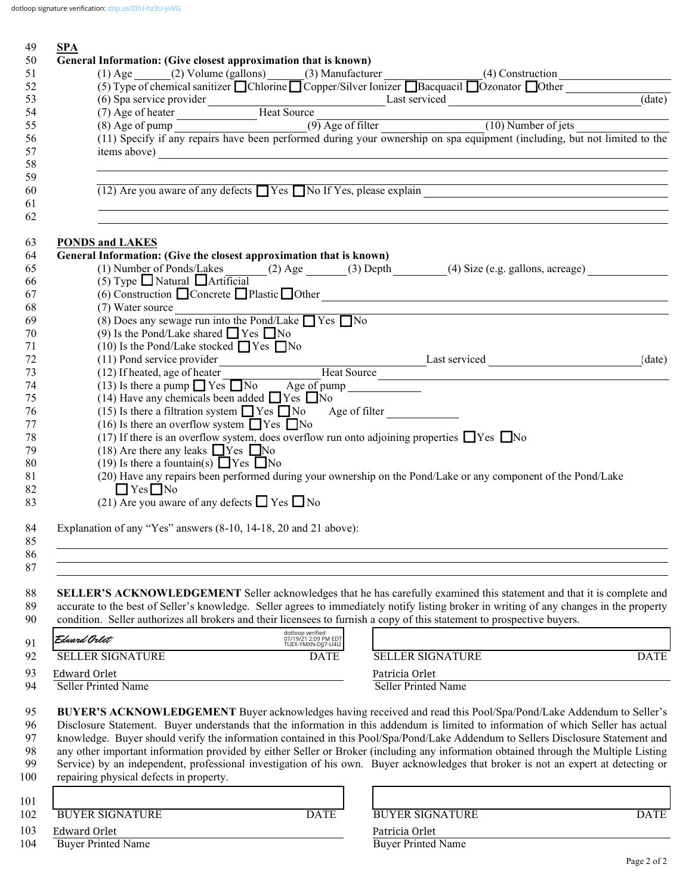dotloop signature verification: dtlp.us/ZIIU-hz3U-yvVG

**SPA**

**General Information: (Give closest approximation that is known)**

(1) Age ______ (2) Volume (gallons) ______ (3) Manufacturer ______ (4) Construction ______

(5) Type of chemical sanitizer ☐ Chlorine ☐ Copper/Silver Ionizer ☐ Bacquacil ☐ Ozonator ☐ Other ______

(6) Spa service provider ______ Last serviced ______ (date)

(7) Age of heater ______ Heat Source ______

(8) Age of pump ______ (9) Age of filter ______ (10) Number of jets ______

(11) Specify if any repairs have been performed during your ownership on spa equipment (including, but not limited to the items above) ______

(12) Are you aware of any defects ☐ Yes ☐ No If Yes, please explain ______

**PONDS and LAKES**

**General Information: (Give the closest approximation that is known)**

(1) Number of Ponds/Lakes ______ (2) Age ______ (3) Depth ______ (4) Size (e.g. gallons, acreage) ______

(5) Type ☐ Natural ☐ Artificial

(6) Construction ☐ Concrete ☐ Plastic ☐ Other ______

(7) Water source ______

(8) Does any sewage run into the Pond/Lake ☐ Yes ☐ No

(9) Is the Pond/Lake shared ☐ Yes ☐ No

(10) Is the Pond/Lake stocked ☐ Yes ☐ No

(11) Pond service provider ______ Last serviced ______ (date)

(12) If heated, age of heater ______ Heat Source ______

(13) Is there a pump ☐ Yes ☐ No Age of pump ______

(14) Have any chemicals been added ☐ Yes ☐ No

(15) Is there a filtration system ☐ Yes ☐ No Age of filter ______

(16) Is there an overflow system ☐ Yes ☐ No

(17) If there is an overflow system, does overflow run onto adjoining properties ☐ Yes ☐ No

(18) Are there any leaks ☐ Yes ☐ No

(19) Is there a fountain(s) ☐ Yes ☐ No

(20) Have any repairs been performed during your ownership on the Pond/Lake or any component of the Pond/Lake ☐ Yes ☐ No

(21) Are you aware of any defects ☐ Yes ☐ No

Explanation of any "Yes" answers (8-10, 14-18, 20 and 21 above):

______

**SELLER'S ACKNOWLEDGEMENT** Seller acknowledges that he has carefully examined this statement and that it is complete and accurate to the best of Seller's knowledge. Seller agrees to immediately notify listing broker in writing of any changes in the property condition. Seller authorizes all brokers and their licensees to furnish a copy of this statement to prospective buyers.

| | | | |
|---|---|---|---|
| *Edward Orlet* | dotloop verified 07/19/21 2:09 PM EDT TUEX-YMXN-DJJ7-U4I2 | | |
| SELLER SIGNATURE | DATE | SELLER SIGNATURE | DATE |
| Edward Orlet | | Patricia Orlet | |
| Seller Printed Name | | Seller Printed Name | |

**BUYER'S ACKNOWLEDGEMENT** Buyer acknowledges having received and read this Pool/Spa/Pond/Lake Addendum to Seller's Disclosure Statement. Buyer understands that the information in this addendum is limited to information of which Seller has actual knowledge. Buyer should verify the information contained in this Pool/Spa/Pond/Lake Addendum to Sellers Disclosure Statement and any other important information provided by either Seller or Broker (including any information obtained through the Multiple Listing Service) by an independent, professional investigation of his own. Buyer acknowledges that broker is not an expert at detecting or repairing physical defects in property.

| | | | |
|---|---|---|---|
| | | | |
| BUYER SIGNATURE | DATE | BUYER SIGNATURE | DATE |
| Edward Orlet | | Patricia Orlet | |
| Buyer Printed Name | | Buyer Printed Name | |